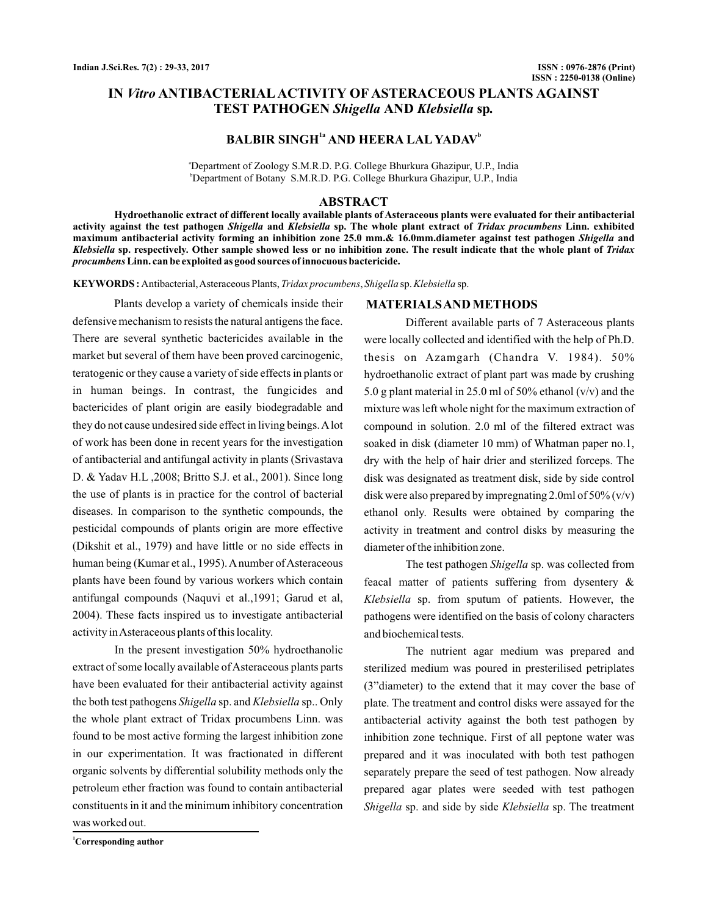# IN *Vitro* ANTIBACTERIAL ACTIVITY OF ASTERACEOUS PLANTS AGAINST TEST PATHOGEN *Shigella* AND *Klebsiella* sp.

**BALBIR SINGH[1a] AND HEERA LAL YADAV[b]**

[a]Department of Zoology S.M.R.D. P.G. College Bhurkura Ghazipur, U.P., India
[b]Department of Botany S.M.R.D. P.G. College Bhurkura Ghazipur, U.P., India

## ABSTRACT

**Hydroethanolic extract of different locally available plants of Asteraceous plants were evaluated for their antibacterial activity against the test pathogen *Shigella* and *Klebsiella* sp. The whole plant extract of *Tridax procumbens* Linn. exhibited maximum antibacterial activity forming an inhibition zone 25.0 mm.& 16.0mm.diameter against test pathogen *Shigella* and *Klebsiella* sp. respectively. Other sample showed less or no inhibition zone. The result indicate that the whole plant of *Tridax procumbens* Linn. can be exploited as good sources of innocuous bactericide.**

**KEYWORDS :** Antibacterial, Asteraceous Plants, *Tridax procumbens*, *Shigella* sp. *Klebsiella* sp.

Plants develop a variety of chemicals inside their defensive mechanism to resists the natural antigens the face. There are several synthetic bactericides available in the market but several of them have been proved carcinogenic, teratogenic or they cause a variety of side effects in plants or in human beings. In contrast, the fungicides and bactericides of plant origin are easily biodegradable and they do not cause undesired side effect in living beings. A lot of work has been done in recent years for the investigation of antibacterial and antifungal activity in plants (Srivastava D. & Yadav H.L ,2008; Britto S.J. et al., 2001). Since long the use of plants is in practice for the control of bacterial diseases. In comparison to the synthetic compounds, the pesticidal compounds of plants origin are more effective (Dikshit et al., 1979) and have little or no side effects in human being (Kumar et al., 1995). A number of Asteraceous plants have been found by various workers which contain antifungal compounds (Naquvi et al.,1991; Garud et al, 2004). These facts inspired us to investigate antibacterial activity in Asteraceous plants of this locality.

In the present investigation 50% hydroethanolic extract of some locally available of Asteraceous plants parts have been evaluated for their antibacterial activity against the both test pathogens *Shigella* sp. and *Klebsiella* sp.. Only the whole plant extract of Tridax procumbens Linn. was found to be most active forming the largest inhibition zone in our experimentation. It was fractionated in different organic solvents by differential solubility methods only the petroleum ether fraction was found to contain antibacterial constituents in it and the minimum inhibitory concentration was worked out.

[1]Corresponding author

## MATERIALS AND METHODS

Different available parts of 7 Asteraceous plants were locally collected and identified with the help of Ph.D. thesis on Azamgarh (Chandra V. 1984). 50% hydroethanolic extract of plant part was made by crushing 5.0 g plant material in 25.0 ml of 50% ethanol (v/v) and the mixture was left whole night for the maximum extraction of compound in solution. 2.0 ml of the filtered extract was soaked in disk (diameter 10 mm) of Whatman paper no.1, dry with the help of hair drier and sterilized forceps. The disk was designated as treatment disk, side by side control disk were also prepared by impregnating 2.0ml of 50% (v/v) ethanol only. Results were obtained by comparing the activity in treatment and control disks by measuring the diameter of the inhibition zone.

The test pathogen *Shigella* sp. was collected from feacal matter of patients suffering from dysentery & *Klebsiella* sp. from sputum of patients. However, the pathogens were identified on the basis of colony characters and biochemical tests.

The nutrient agar medium was prepared and sterilized medium was poured in presterilised petriplates (3"diameter) to the extend that it may cover the base of plate. The treatment and control disks were assayed for the antibacterial activity against the both test pathogen by inhibition zone technique. First of all peptone water was prepared and it was inoculated with both test pathogen separately prepare the seed of test pathogen. Now already prepared agar plates were seeded with test pathogen *Shigella* sp. and side by side *Klebsiella* sp. The treatment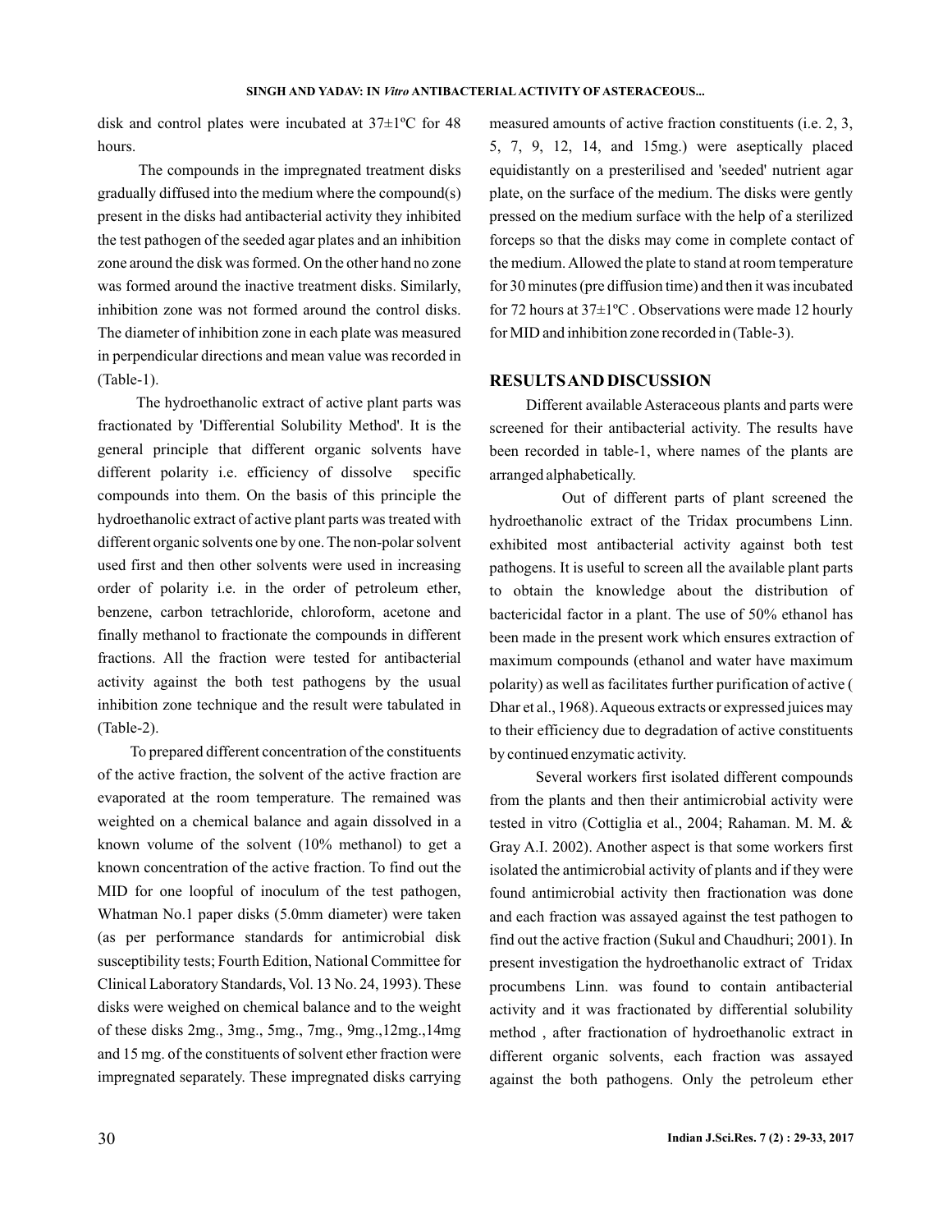disk and control plates were incubated at 37±1ºC for 48 hours.

The compounds in the impregnated treatment disks gradually diffused into the medium where the compound(s) present in the disks had antibacterial activity they inhibited the test pathogen of the seeded agar plates and an inhibition zone around the disk was formed. On the other hand no zone was formed around the inactive treatment disks. Similarly, inhibition zone was not formed around the control disks. The diameter of inhibition zone in each plate was measured in perpendicular directions and mean value was recorded in (Table-1).

The hydroethanolic extract of active plant parts was fractionated by 'Differential Solubility Method'. It is the general principle that different organic solvents have different polarity i.e. efficiency of dissolve specific compounds into them. On the basis of this principle the hydroethanolic extract of active plant parts was treated with different organic solvents one by one. The non-polar solvent used first and then other solvents were used in increasing order of polarity i.e. in the order of petroleum ether, benzene, carbon tetrachloride, chloroform, acetone and finally methanol to fractionate the compounds in different fractions. All the fraction were tested for antibacterial activity against the both test pathogens by the usual inhibition zone technique and the result were tabulated in (Table-2).

To prepared different concentration of the constituents of the active fraction, the solvent of the active fraction are evaporated at the room temperature. The remained was weighted on a chemical balance and again dissolved in a known volume of the solvent (10% methanol) to get a known concentration of the active fraction. To find out the MID for one loopful of inoculum of the test pathogen, Whatman No.1 paper disks (5.0mm diameter) were taken (as per performance standards for antimicrobial disk susceptibility tests; Fourth Edition, National Committee for Clinical Laboratory Standards, Vol. 13 No. 24, 1993). These disks were weighed on chemical balance and to the weight of these disks 2mg., 3mg., 5mg., 7mg., 9mg.,12mg.,14mg and 15 mg. of the constituents of solvent ether fraction were impregnated separately. These impregnated disks carrying measured amounts of active fraction constituents (i.e. 2, 3, 5, 7, 9, 12, 14, and 15mg.) were aseptically placed equidistantly on a presterilised and 'seeded' nutrient agar plate, on the surface of the medium. The disks were gently pressed on the medium surface with the help of a sterilized forceps so that the disks may come in complete contact of the medium. Allowed the plate to stand at room temperature for 30 minutes (pre diffusion time) and then it was incubated for 72 hours at 37±1ºC . Observations were made 12 hourly for MID and inhibition zone recorded in (Table-3).

## RESULTS AND DISCUSSION

Different available Asteraceous plants and parts were screened for their antibacterial activity. The results have been recorded in table-1, where names of the plants are arranged alphabetically.

Out of different parts of plant screened the hydroethanolic extract of the Tridax procumbens Linn. exhibited most antibacterial activity against both test pathogens. It is useful to screen all the available plant parts to obtain the knowledge about the distribution of bactericidal factor in a plant. The use of 50% ethanol has been made in the present work which ensures extraction of maximum compounds (ethanol and water have maximum polarity) as well as facilitates further purification of active ( Dhar et al., 1968). Aqueous extracts or expressed juices may to their efficiency due to degradation of active constituents by continued enzymatic activity.

Several workers first isolated different compounds from the plants and then their antimicrobial activity were tested in vitro (Cottiglia et al., 2004; Rahaman. M. M. & Gray A.I. 2002). Another aspect is that some workers first isolated the antimicrobial activity of plants and if they were found antimicrobial activity then fractionation was done and each fraction was assayed against the test pathogen to find out the active fraction (Sukul and Chaudhuri; 2001). In present investigation the hydroethanolic extract of Tridax procumbens Linn. was found to contain antibacterial activity and it was fractionated by differential solubility method , after fractionation of hydroethanolic extract in different organic solvents, each fraction was assayed against the both pathogens. Only the petroleum ether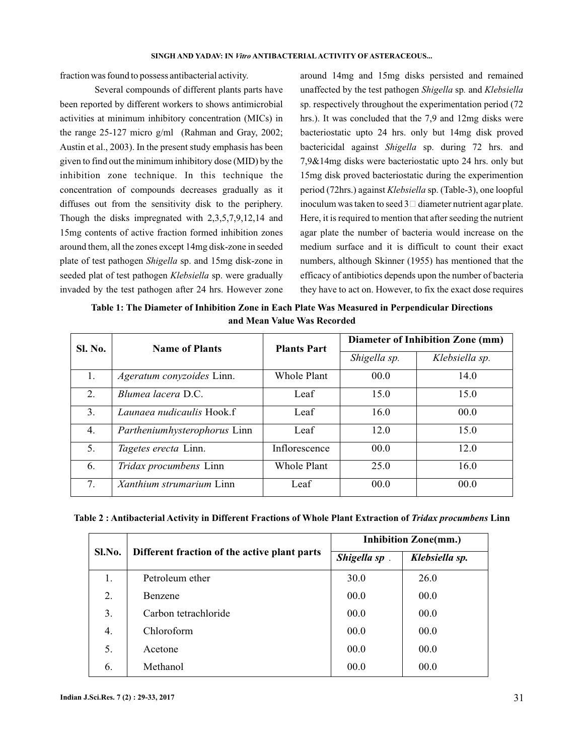fraction was found to possess antibacterial activity.

Several compounds of different plants parts have been reported by different workers to shows antimicrobial activities at minimum inhibitory concentration (MICs) in the range 25-127 micro g/ml (Rahman and Gray, 2002; Austin et al., 2003). In the present study emphasis has been given to find out the minimum inhibitory dose (MID) by the inhibition zone technique. In this technique the concentration of compounds decreases gradually as it diffuses out from the sensitivity disk to the periphery. Though the disks impregnated with 2,3,5,7,9,12,14 and 15mg contents of active fraction formed inhibition zones around them, all the zones except 14mg disk-zone in seeded plate of test pathogen *Shigella* sp. and 15mg disk-zone in seeded plat of test pathogen *Klebsiella* sp. were gradually invaded by the test pathogen after 24 hrs. However zone around 14mg and 15mg disks persisted and remained unaffected by the test pathogen *Shigella* sp. and *Klebsiella* sp. respectively throughout the experimentation period (72 hrs.). It was concluded that the 7,9 and 12mg disks were bacteriostatic upto 24 hrs. only but 14mg disk proved bactericidal against *Shigella* sp. during 72 hrs. and 7,9&14mg disks were bacteriostatic upto 24 hrs. only but 15mg disk proved bacteriostatic during the experimention period (72hrs.) against *Klebsiella* sp. (Table-3), one loopful inoculum was taken to seed 3□ diameter nutrient agar plate. Here, it is required to mention that after seeding the nutrient agar plate the number of bacteria would increase on the medium surface and it is difficult to count their exact numbers, although Skinner (1955) has mentioned that the efficacy of antibiotics depends upon the number of bacteria they have to act on. However, to fix the exact dose requires

**Table 1: The Diameter of Inhibition Zone in Each Plate Was Measured in Perpendicular Directions and Mean Value Was Recorded**

| Sl. No. | Name of Plants | Plants Part | Diameter of Inhibition Zone (mm) | |
|---|---|---|---|---|
| | | | *Shigella sp.* | *Klebsiella sp.* |
| 1. | *Ageratum conyzoides* Linn. | Whole Plant | 00.0 | 14.0 |
| 2. | *Blumea lacera* D.C. | Leaf | 15.0 | 15.0 |
| 3. | *Launaea nudicaulis* Hook.f | Leaf | 16.0 | 00.0 |
| 4. | *Partheniumhysterophorus* Linn | Leaf | 12.0 | 15.0 |
| 5. | *Tagetes erecta* Linn. | Inflorescence | 00.0 | 12.0 |
| 6. | *Tridax procumbens* Linn | Whole Plant | 25.0 | 16.0 |
| 7. | *Xanthium strumarium* Linn | Leaf | 00.0 | 00.0 |

**Table 2 : Antibacterial Activity in Different Fractions of Whole Plant Extraction of *Tridax procumbens* Linn**

| Sl.No. | Different fraction of the active plant parts | Inhibition Zone(mm.) | |
|---|---|---|---|
| | | ***Shigella sp*** . | ***Klebsiella sp.*** |
| 1. | Petroleum ether | 30.0 | 26.0 |
| 2. | Benzene | 00.0 | 00.0 |
| 3. | Carbon tetrachloride | 00.0 | 00.0 |
| 4. | Chloroform | 00.0 | 00.0 |
| 5. | Acetone | 00.0 | 00.0 |
| 6. | Methanol | 00.0 | 00.0 |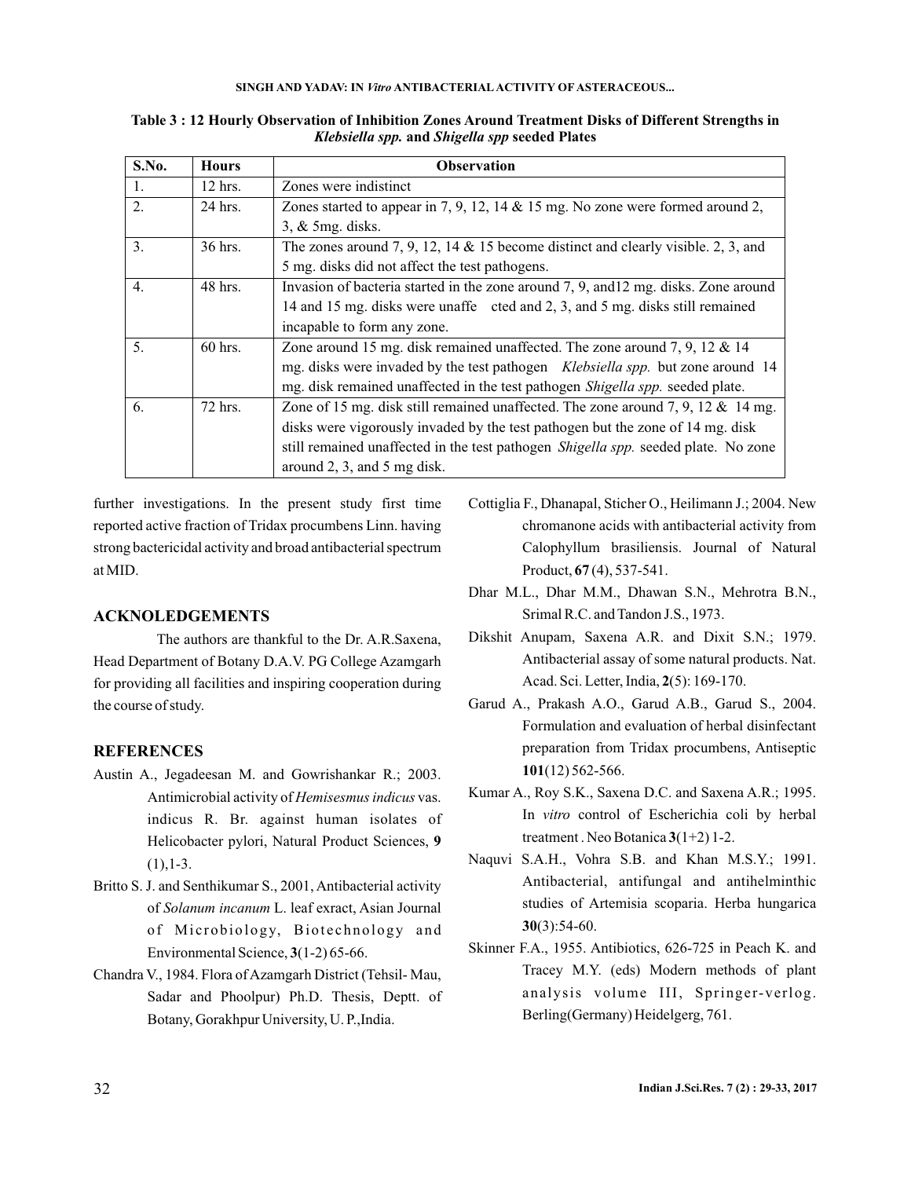**Table 3 : 12 Hourly Observation of Inhibition Zones Around Treatment Disks of Different Strengths in *Klebsiella spp.* and *Shigella spp* seeded Plates**

| S.No. | Hours | Observation |
|---|---|---|
| 1. | 12 hrs. | Zones were indistinct |
| 2. | 24 hrs. | Zones started to appear in 7, 9, 12, 14 & 15 mg. No zone were formed around 2, 3, & 5mg. disks. |
| 3. | 36 hrs. | The zones around 7, 9, 12, 14 & 15 become distinct and clearly visible. 2, 3, and 5 mg. disks did not affect the test pathogens. |
| 4. | 48 hrs. | Invasion of bacteria started in the zone around 7, 9, and12 mg. disks. Zone around 14 and 15 mg. disks were unaffe cted and 2, 3, and 5 mg. disks still remained incapable to form any zone. |
| 5. | 60 hrs. | Zone around 15 mg. disk remained unaffected. The zone around 7, 9, 12 & 14 mg. disks were invaded by the test pathogen *Klebsiella spp.* but zone around 14 mg. disk remained unaffected in the test pathogen *Shigella spp.* seeded plate. |
| 6. | 72 hrs. | Zone of 15 mg. disk still remained unaffected. The zone around 7, 9, 12 & 14 mg. disks were vigorously invaded by the test pathogen but the zone of 14 mg. disk still remained unaffected in the test pathogen *Shigella spp.* seeded plate. No zone around 2, 3, and 5 mg disk. |

further investigations. In the present study first time reported active fraction of Tridax procumbens Linn. having strong bactericidal activity and broad antibacterial spectrum at MID.

## ACKNOLEDGEMENTS

The authors are thankful to the Dr. A.R.Saxena, Head Department of Botany D.A.V. PG College Azamgarh for providing all facilities and inspiring cooperation during the course of study.

## REFERENCES

Austin A., Jegadeesan M. and Gowrishankar R.; 2003. Antimicrobial activity of *Hemisesmus indicus* vas. indicus R. Br. against human isolates of Helicobacter pylori, Natural Product Sciences, **9** (1),1-3.

Britto S. J. and Senthikumar S., 2001, Antibacterial activity of *Solanum incanum* L. leaf exract, Asian Journal of Microbiology, Biotechnology and Environmental Science, **3**(1-2) 65-66.

Chandra V., 1984. Flora of Azamgarh District (Tehsil- Mau, Sadar and Phoolpur) Ph.D. Thesis, Deptt. of Botany, Gorakhpur University, U. P.,India.

Cottiglia F., Dhanapal, Sticher O., Heilimann J.; 2004. New chromanone acids with antibacterial activity from Calophyllum brasiliensis. Journal of Natural Product, **67** (4), 537-541.

Dhar M.L., Dhar M.M., Dhawan S.N., Mehrotra B.N., Srimal R.C. and Tandon J.S., 1973.

Dikshit Anupam, Saxena A.R. and Dixit S.N.; 1979. Antibacterial assay of some natural products. Nat. Acad. Sci. Letter, India, **2**(5): 169-170.

Garud A., Prakash A.O., Garud A.B., Garud S., 2004. Formulation and evaluation of herbal disinfectant preparation from Tridax procumbens, Antiseptic **101**(12) 562-566.

Kumar A., Roy S.K., Saxena D.C. and Saxena A.R.; 1995. In *vitro* control of Escherichia coli by herbal treatment . Neo Botanica **3**(1+2) 1-2.

Naquvi S.A.H., Vohra S.B. and Khan M.S.Y.; 1991. Antibacterial, antifungal and antihelminthic studies of Artemisia scoparia. Herba hungarica **30**(3):54-60.

Skinner F.A., 1955. Antibiotics, 626-725 in Peach K. and Tracey M.Y. (eds) Modern methods of plant analysis volume III, Springer-verlog. Berling(Germany) Heidelgerg, 761.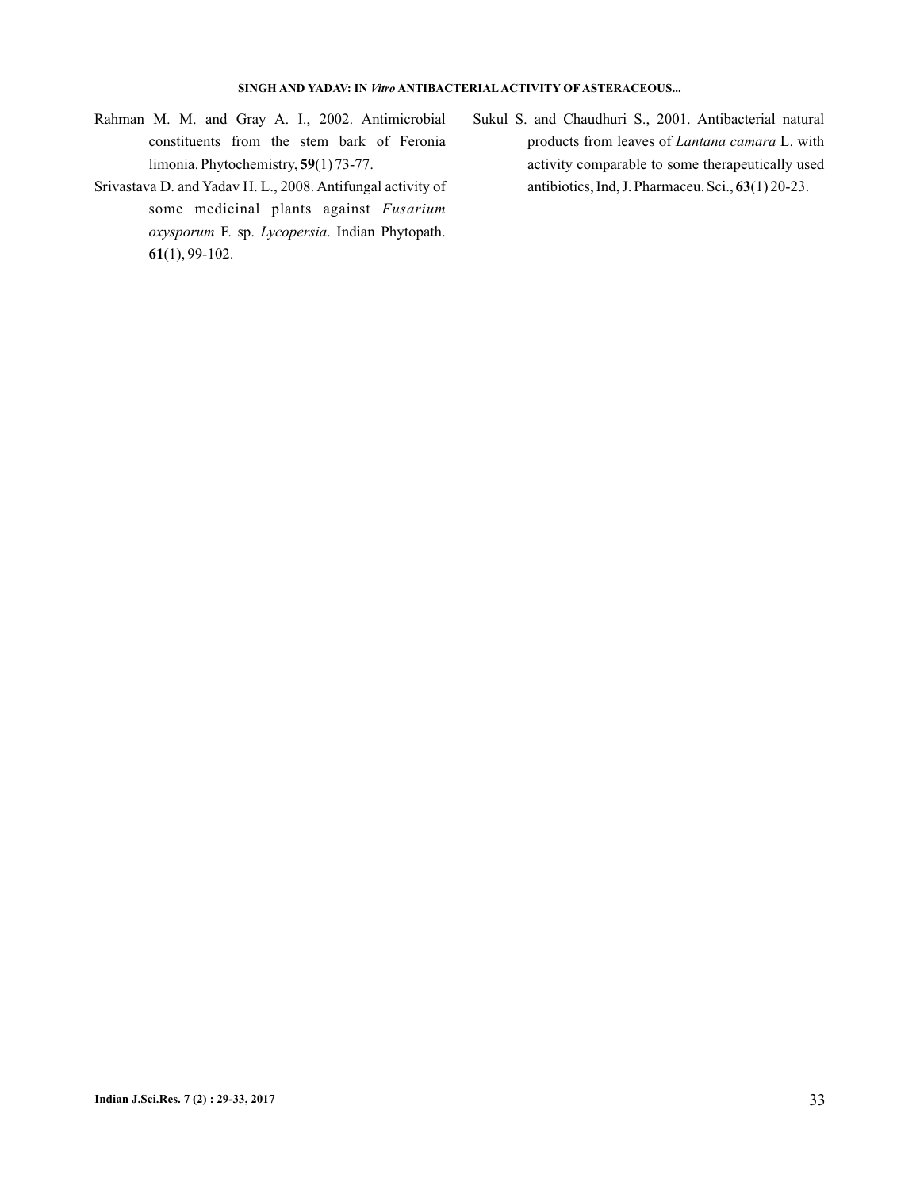Rahman M. M. and Gray A. I., 2002. Antimicrobial constituents from the stem bark of Feronia limonia. Phytochemistry, **59**(1) 73-77.

Srivastava D. and Yadav H. L., 2008. Antifungal activity of some medicinal plants against *Fusarium oxysporum* F. sp. *Lycopersia*. Indian Phytopath. **61**(1), 99-102.

Sukul S. and Chaudhuri S., 2001. Antibacterial natural products from leaves of *Lantana camara* L. with activity comparable to some therapeutically used antibiotics, Ind, J. Pharmaceu. Sci., **63**(1) 20-23.